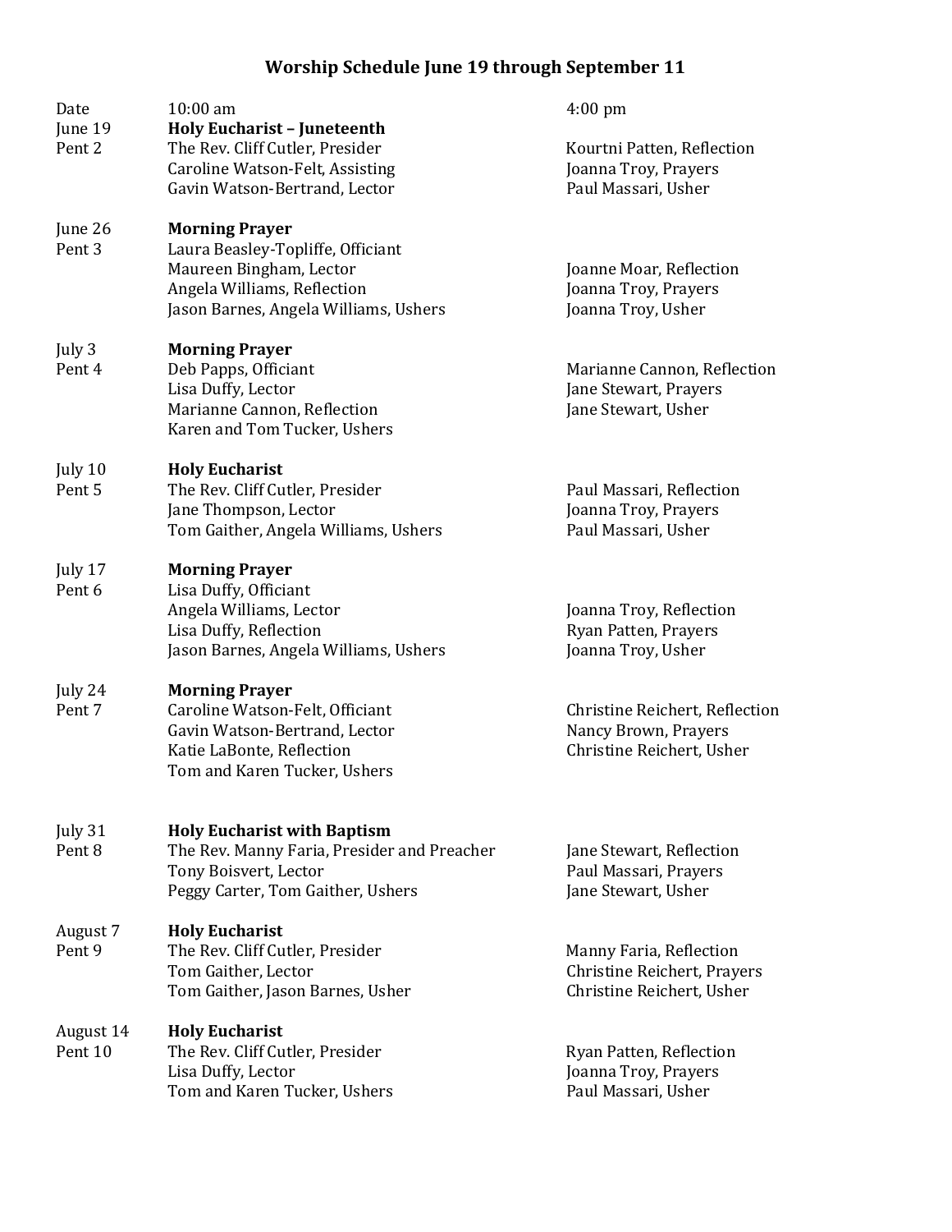# Worship Schedule June 19 through September 11

| Date | 10:00 am | 4:00 pm |
|---|---|---|
| June 19 | **Holy Eucharist – Juneteenth** | |
| Pent 2 | The Rev. Cliff Cutler, Presider | Kourtni Patten, Reflection |
| | Caroline Watson-Felt, Assisting | Joanna Troy, Prayers |
| | Gavin Watson-Bertrand, Lector | Paul Massari, Usher |
| June 26 | **Morning Prayer** | |
| Pent 3 | Laura Beasley-Topliffe, Officiant | |
| | Maureen Bingham, Lector | Joanne Moar, Reflection |
| | Angela Williams, Reflection | Joanna Troy, Prayers |
| | Jason Barnes, Angela Williams, Ushers | Joanna Troy, Usher |
| July 3 | **Morning Prayer** | |
| Pent 4 | Deb Papps, Officiant | Marianne Cannon, Reflection |
| | Lisa Duffy, Lector | Jane Stewart, Prayers |
| | Marianne Cannon, Reflection | Jane Stewart, Usher |
| | Karen and Tom Tucker, Ushers | |
| July 10 | **Holy Eucharist** | |
| Pent 5 | The Rev. Cliff Cutler, Presider | Paul Massari, Reflection |
| | Jane Thompson, Lector | Joanna Troy, Prayers |
| | Tom Gaither, Angela Williams, Ushers | Paul Massari, Usher |
| July 17 | **Morning Prayer** | |
| Pent 6 | Lisa Duffy, Officiant | |
| | Angela Williams, Lector | Joanna Troy, Reflection |
| | Lisa Duffy, Reflection | Ryan Patten, Prayers |
| | Jason Barnes, Angela Williams, Ushers | Joanna Troy, Usher |
| July 24 | **Morning Prayer** | |
| Pent 7 | Caroline Watson-Felt, Officiant | Christine Reichert, Reflection |
| | Gavin Watson-Bertrand, Lector | Nancy Brown, Prayers |
| | Katie LaBonte, Reflection | Christine Reichert, Usher |
| | Tom and Karen Tucker, Ushers | |
| July 31 | **Holy Eucharist with Baptism** | |
| Pent 8 | The Rev. Manny Faria, Presider and Preacher | Jane Stewart, Reflection |
| | Tony Boisvert, Lector | Paul Massari, Prayers |
| | Peggy Carter, Tom Gaither, Ushers | Jane Stewart, Usher |
| August 7 | **Holy Eucharist** | |
| Pent 9 | The Rev. Cliff Cutler, Presider | Manny Faria, Reflection |
| | Tom Gaither, Lector | Christine Reichert, Prayers |
| | Tom Gaither, Jason Barnes, Usher | Christine Reichert, Usher |
| August 14 | **Holy Eucharist** | |
| Pent 10 | The Rev. Cliff Cutler, Presider | Ryan Patten, Reflection |
| | Lisa Duffy, Lector | Joanna Troy, Prayers |
| | Tom and Karen Tucker, Ushers | Paul Massari, Usher |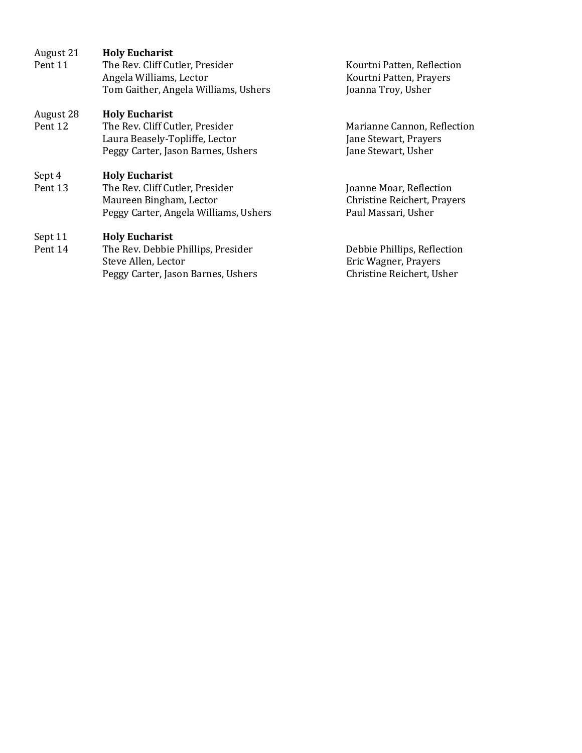| | | |
|---|---|---|
| August 21<br>Pent 11 | **Holy Eucharist**<br>The Rev. Cliff Cutler, Presider<br>Angela Williams, Lector<br>Tom Gaither, Angela Williams, Ushers | Kourtni Patten, Reflection<br>Kourtni Patten, Prayers<br>Joanna Troy, Usher |
| August 28<br>Pent 12 | **Holy Eucharist**<br>The Rev. Cliff Cutler, Presider<br>Laura Beasely-Topliffe, Lector<br>Peggy Carter, Jason Barnes, Ushers | Marianne Cannon, Reflection<br>Jane Stewart, Prayers<br>Jane Stewart, Usher |
| Sept 4<br>Pent 13 | **Holy Eucharist**<br>The Rev. Cliff Cutler, Presider<br>Maureen Bingham, Lector<br>Peggy Carter, Angela Williams, Ushers | Joanne Moar, Reflection<br>Christine Reichert, Prayers<br>Paul Massari, Usher |
| Sept 11<br>Pent 14 | **Holy Eucharist**<br>The Rev. Debbie Phillips, Presider<br>Steve Allen, Lector<br>Peggy Carter, Jason Barnes, Ushers | Debbie Phillips, Reflection<br>Eric Wagner, Prayers<br>Christine Reichert, Usher |